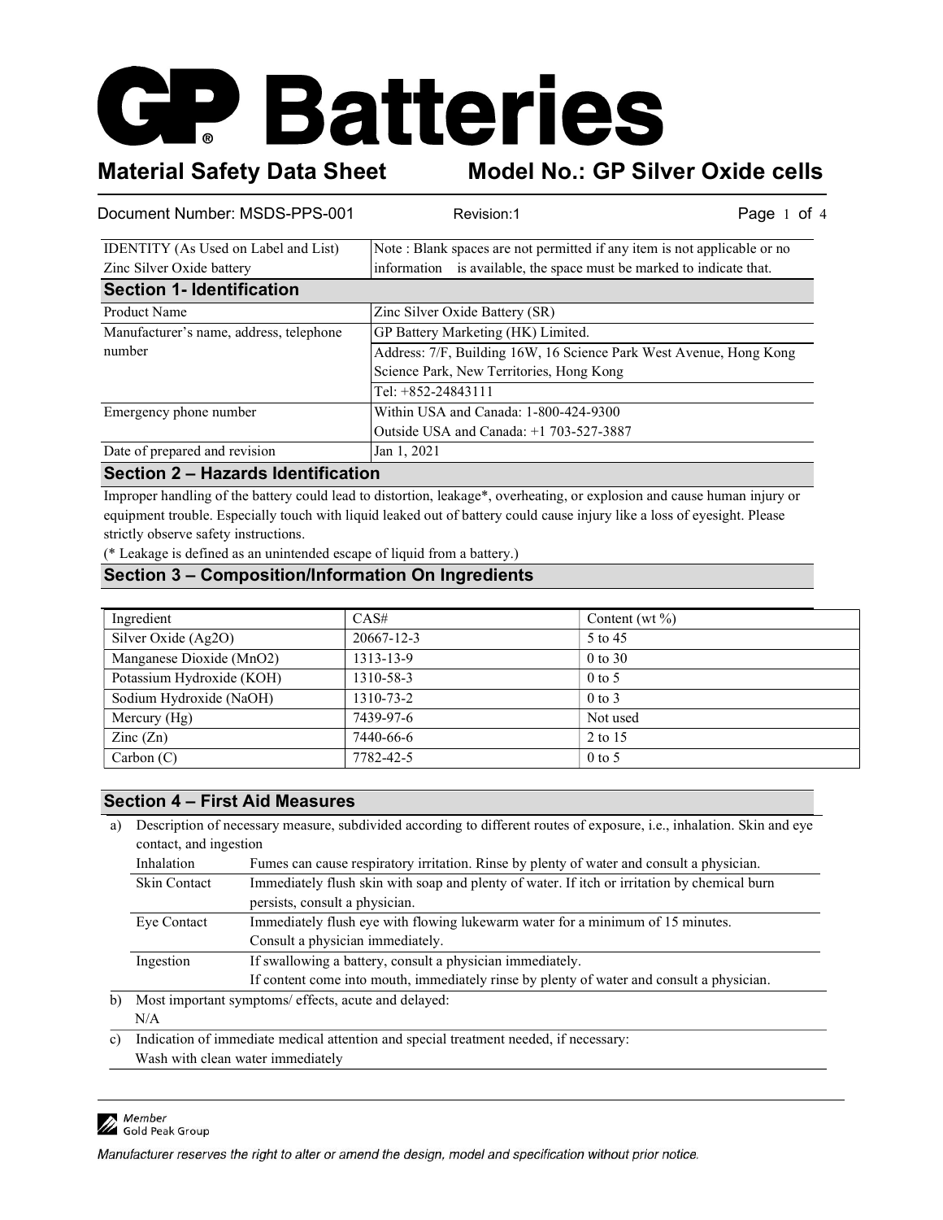# GP Batteries

## Material Safety Data Sheet — Model No.: GP Silver Oxide cells

Document Number: MSDS-PPS-001 Revision:1

| IDENTITY (As Used on Label and List) Zinc Silver Oxide battery | Note : Blank spaces are not permitted if any item is not applicable or no information is available, the space must be marked to indicate that. |
|---|---|

## Section 1- Identification

| | |
|---|---|
| Product Name | Zinc Silver Oxide Battery (SR) |
| Manufacturer's name, address, telephone number | GP Battery Marketing (HK) Limited. |
| | Address: 7/F, Building 16W, 16 Science Park West Avenue, Hong Kong Science Park, New Territories, Hong Kong |
| | Tel: +852-24843111 |
| Emergency phone number | Within USA and Canada: 1-800-424-9300<br>Outside USA and Canada: +1 703-527-3887 |
| Date of prepared and revision | Jan 1, 2021 |

## Section 2 – Hazards Identification

Improper handling of the battery could lead to distortion, leakage*, overheating, or explosion and cause human injury or equipment trouble. Especially touch with liquid leaked out of battery could cause injury like a loss of eyesight. Please strictly observe safety instructions.

(* Leakage is defined as an unintended escape of liquid from a battery.)

## Section 3 – Composition/Information On Ingredients

| Ingredient | CAS# | Content (wt %) |
|---|---|---|
| Silver Oxide ($Ag_2O$) | 20667-12-3 | 5 to 45 |
| Manganese Dioxide ($MnO_2$) | 1313-13-9 | 0 to 30 |
| Potassium Hydroxide (KOH) | 1310-58-3 | 0 to 5 |
| Sodium Hydroxide (NaOH) | 1310-73-2 | 0 to 3 |
| Mercury (Hg) | 7439-97-6 | Not used |
| Zinc (Zn) | 7440-66-6 | 2 to 15 |
| Carbon (C) | 7782-42-5 | 0 to 5 |

## Section 4 – First Aid Measures

a) Description of necessary measure, subdivided according to different routes of exposure, i.e., inhalation. Skin and eye contact, and ingestion

| | |
|---|---|
| Inhalation | Fumes can cause respiratory irritation. Rinse by plenty of water and consult a physician. |
| Skin Contact | Immediately flush skin with soap and plenty of water. If itch or irritation by chemical burn persists, consult a physician. |
| Eye Contact | Immediately flush eye with flowing lukewarm water for a minimum of 15 minutes. Consult a physician immediately. |
| Ingestion | If swallowing a battery, consult a physician immediately.<br>If content come into mouth, immediately rinse by plenty of water and consult a physician. |

b) Most important symptoms/ effects, acute and delayed:
N/A

c) Indication of immediate medical attention and special treatment needed, if necessary:
Wash with clean water immediately

Member Gold Peak Group

*Manufacturer reserves the right to alter or amend the design, model and specification without prior notice.*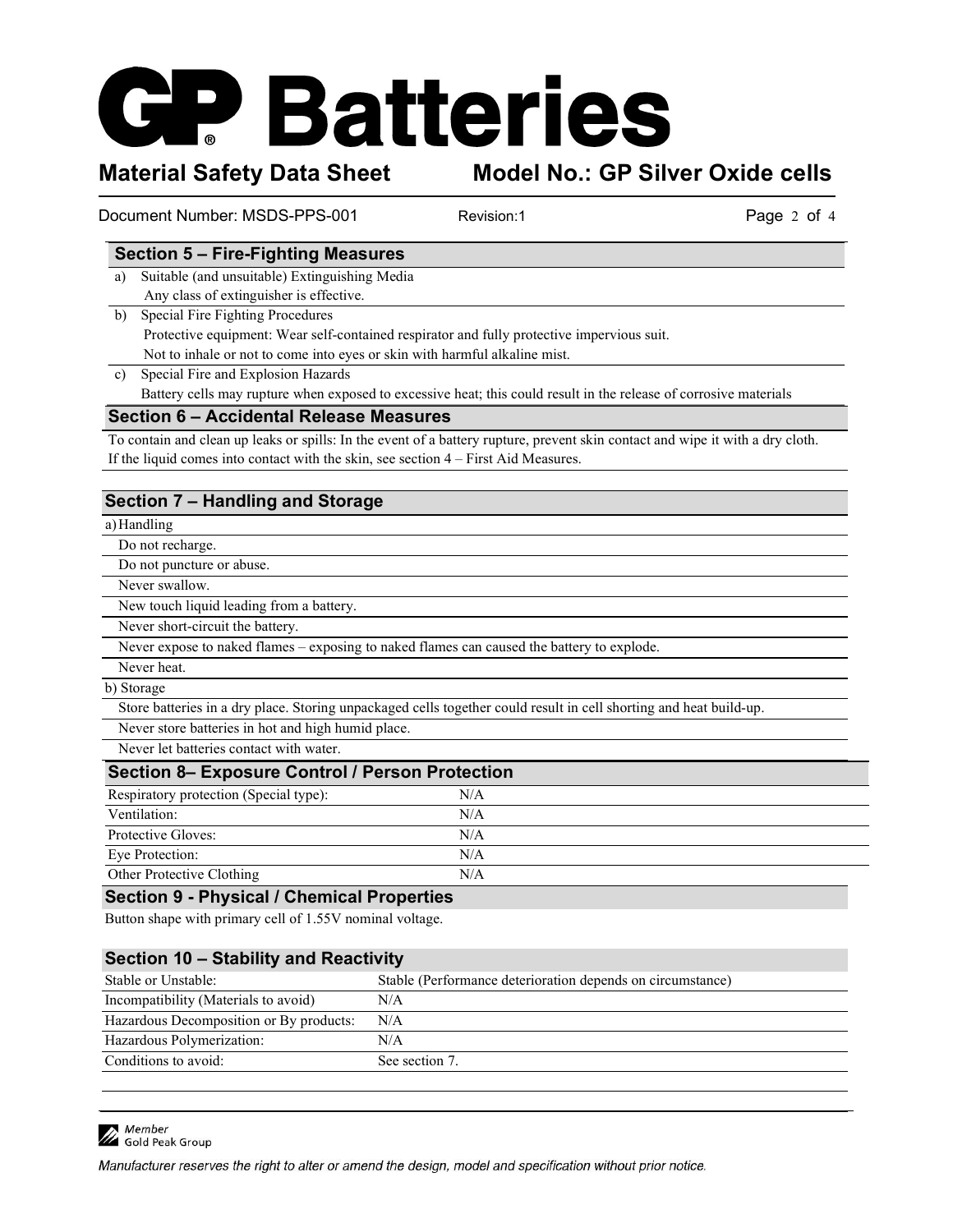## Section 5 – Fire-Fighting Measures

a) Suitable (and unsuitable) Extinguishing Media
   Any class of extinguisher is effective.

b) Special Fire Fighting Procedures
   Protective equipment: Wear self-contained respirator and fully protective impervious suit.
   Not to inhale or not to come into eyes or skin with harmful alkaline mist.

c) Special Fire and Explosion Hazards
   Battery cells may rupture when exposed to excessive heat; this could result in the release of corrosive materials

## Section 6 – Accidental Release Measures

To contain and clean up leaks or spills: In the event of a battery rupture, prevent skin contact and wipe it with a dry cloth. If the liquid comes into contact with the skin, see section 4 – First Aid Measures.

## Section 7 – Handling and Storage

a) Handling

- Do not recharge.
- Do not puncture or abuse.
- Never swallow.
- New touch liquid leading from a battery.
- Never short-circuit the battery.
- Never expose to naked flames – exposing to naked flames can caused the battery to explode.
- Never heat.

b) Storage

- Store batteries in a dry place. Storing unpackaged cells together could result in cell shorting and heat build-up.
- Never store batteries in hot and high humid place.
- Never let batteries contact with water.

## Section 8– Exposure Control / Person Protection

| | |
|---|---|
| Respiratory protection (Special type): | N/A |
| Ventilation: | N/A |
| Protective Gloves: | N/A |
| Eye Protection: | N/A |
| Other Protective Clothing | N/A |

## Section 9 - Physical / Chemical Properties

Button shape with primary cell of 1.55V nominal voltage.

## Section 10 – Stability and Reactivity

| | |
|---|---|
| Stable or Unstable: | Stable (Performance deterioration depends on circumstance) |
| Incompatibility (Materials to avoid) | N/A |
| Hazardous Decomposition or By products: | N/A |
| Hazardous Polymerization: | N/A |
| Conditions to avoid: | See section 7. |

Member Gold Peak Group

*Manufacturer reserves the right to alter or amend the design, model and specification without prior notice.*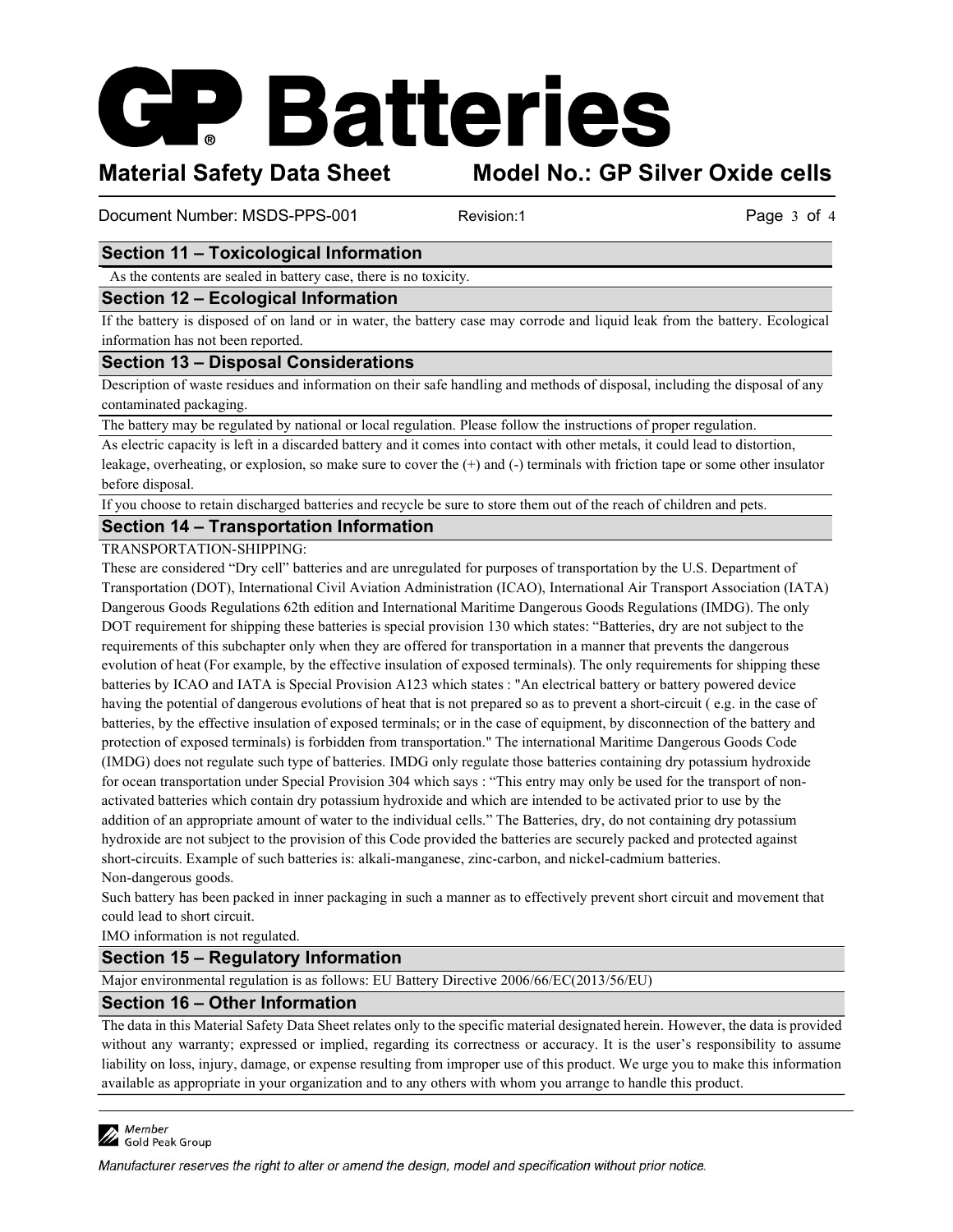## Section 11 – Toxicological Information

As the contents are sealed in battery case, there is no toxicity.

## Section 12 – Ecological Information

If the battery is disposed of on land or in water, the battery case may corrode and liquid leak from the battery. Ecological information has not been reported.

## Section 13 – Disposal Considerations

Description of waste residues and information on their safe handling and methods of disposal, including the disposal of any contaminated packaging.

The battery may be regulated by national or local regulation. Please follow the instructions of proper regulation.

As electric capacity is left in a discarded battery and it comes into contact with other metals, it could lead to distortion, leakage, overheating, or explosion, so make sure to cover the (+) and (-) terminals with friction tape or some other insulator before disposal.

If you choose to retain discharged batteries and recycle be sure to store them out of the reach of children and pets.

## Section 14 – Transportation Information

TRANSPORTATION-SHIPPING:

These are considered "Dry cell" batteries and are unregulated for purposes of transportation by the U.S. Department of Transportation (DOT), International Civil Aviation Administration (ICAO), International Air Transport Association (IATA) Dangerous Goods Regulations 62th edition and International Maritime Dangerous Goods Regulations (IMDG). The only DOT requirement for shipping these batteries is special provision 130 which states: "Batteries, dry are not subject to the requirements of this subchapter only when they are offered for transportation in a manner that prevents the dangerous evolution of heat (For example, by the effective insulation of exposed terminals). The only requirements for shipping these batteries by ICAO and IATA is Special Provision A123 which states : "An electrical battery or battery powered device having the potential of dangerous evolutions of heat that is not prepared so as to prevent a short-circuit ( e.g. in the case of batteries, by the effective insulation of exposed terminals; or in the case of equipment, by disconnection of the battery and protection of exposed terminals) is forbidden from transportation." The international Maritime Dangerous Goods Code (IMDG) does not regulate such type of batteries. IMDG only regulate those batteries containing dry potassium hydroxide for ocean transportation under Special Provision 304 which says : "This entry may only be used for the transport of non-activated batteries which contain dry potassium hydroxide and which are intended to be activated prior to use by the addition of an appropriate amount of water to the individual cells." The Batteries, dry, do not containing dry potassium hydroxide are not subject to the provision of this Code provided the batteries are securely packed and protected against short-circuits. Example of such batteries is: alkali-manganese, zinc-carbon, and nickel-cadmium batteries.

Non-dangerous goods.

Such battery has been packed in inner packaging in such a manner as to effectively prevent short circuit and movement that could lead to short circuit.

IMO information is not regulated.

## Section 15 – Regulatory Information

Major environmental regulation is as follows: EU Battery Directive 2006/66/EC(2013/56/EU)

## Section 16 – Other Information

The data in this Material Safety Data Sheet relates only to the specific material designated herein. However, the data is provided without any warranty; expressed or implied, regarding its correctness or accuracy. It is the user's responsibility to assume liability on loss, injury, damage, or expense resulting from improper use of this product. We urge you to make this information available as appropriate in your organization and to any others with whom you arrange to handle this product.